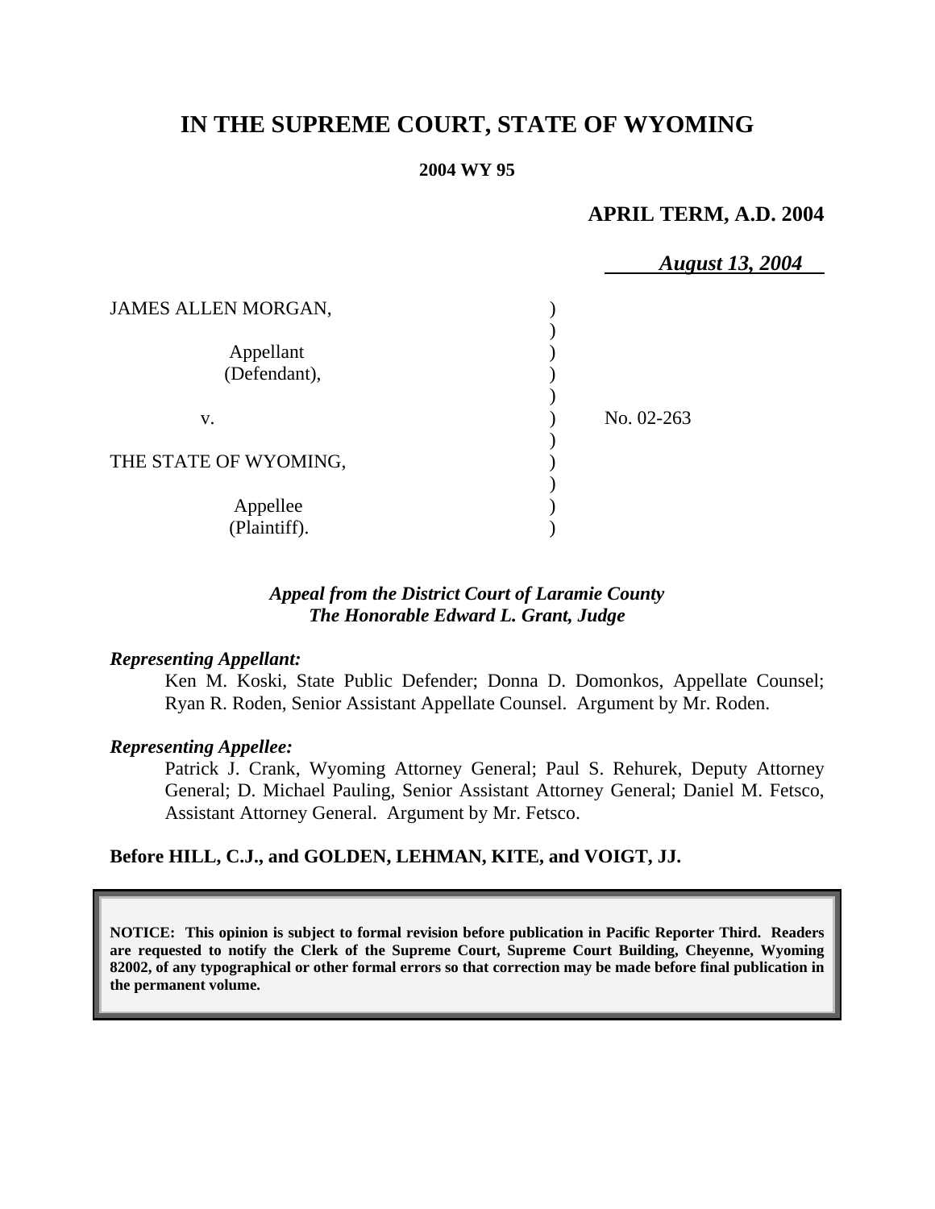# IN THE SUPREME COURT, STATE OF WYOMING

**2004 WY 95**

**APRIL TERM, A.D. 2004**

***August 13, 2004***

| | | |
|---|---|---|
| JAMES ALLEN MORGAN,<br><br>Appellant<br>(Defendant),<br><br>v.<br><br>THE STATE OF WYOMING,<br><br>Appellee<br>(Plaintiff). | ) | No. 02-263 |

***Appeal from the District Court of Laramie County***
***The Honorable Edward L. Grant, Judge***

***Representing Appellant:***

Ken M. Koski, State Public Defender; Donna D. Domonkos, Appellate Counsel; Ryan R. Roden, Senior Assistant Appellate Counsel. Argument by Mr. Roden.

***Representing Appellee:***

Patrick J. Crank, Wyoming Attorney General; Paul S. Rehurek, Deputy Attorney General; D. Michael Pauling, Senior Assistant Attorney General; Daniel M. Fetsco, Assistant Attorney General. Argument by Mr. Fetsco.

**Before HILL, C.J., and GOLDEN, LEHMAN, KITE, and VOIGT, JJ.**

**NOTICE: This opinion is subject to formal revision before publication in Pacific Reporter Third. Readers are requested to notify the Clerk of the Supreme Court, Supreme Court Building, Cheyenne, Wyoming 82002, of any typographical or other formal errors so that correction may be made before final publication in the permanent volume.**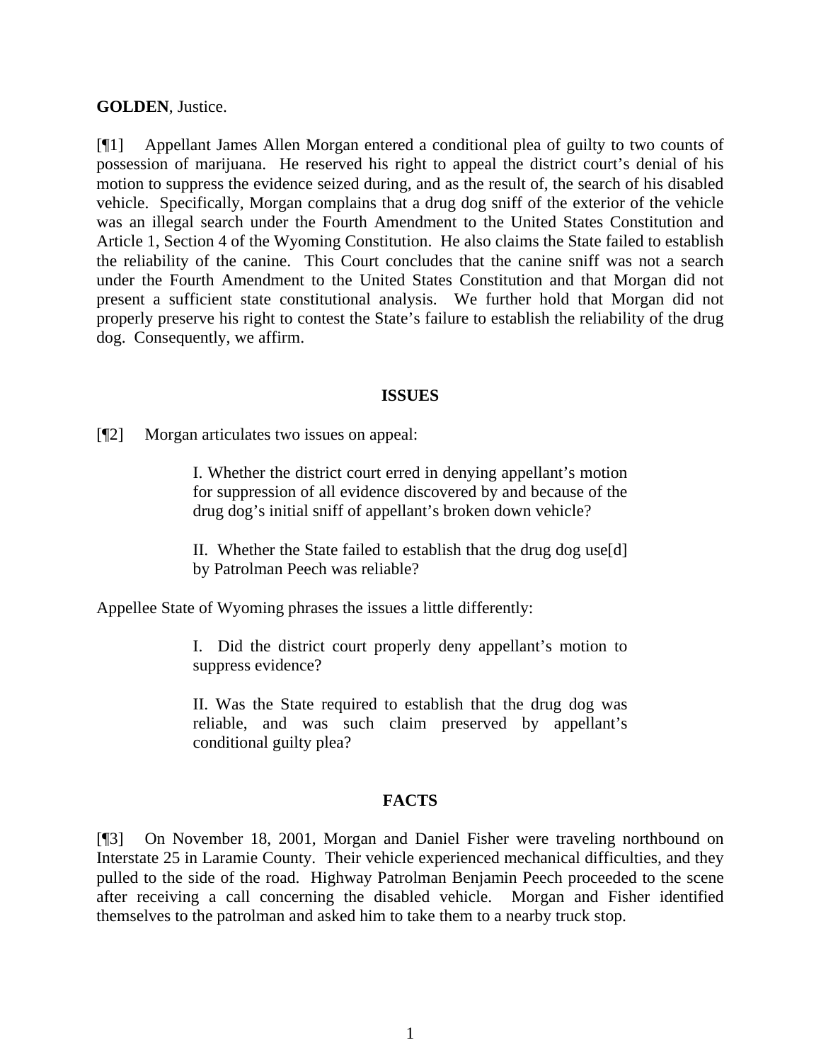**GOLDEN**, Justice.

[¶1] Appellant James Allen Morgan entered a conditional plea of guilty to two counts of possession of marijuana. He reserved his right to appeal the district court's denial of his motion to suppress the evidence seized during, and as the result of, the search of his disabled vehicle. Specifically, Morgan complains that a drug dog sniff of the exterior of the vehicle was an illegal search under the Fourth Amendment to the United States Constitution and Article 1, Section 4 of the Wyoming Constitution. He also claims the State failed to establish the reliability of the canine. This Court concludes that the canine sniff was not a search under the Fourth Amendment to the United States Constitution and that Morgan did not present a sufficient state constitutional analysis. We further hold that Morgan did not properly preserve his right to contest the State's failure to establish the reliability of the drug dog. Consequently, we affirm.

## ISSUES

[¶2] Morgan articulates two issues on appeal:

> I. Whether the district court erred in denying appellant's motion for suppression of all evidence discovered by and because of the drug dog's initial sniff of appellant's broken down vehicle?
>
> II. Whether the State failed to establish that the drug dog use[d] by Patrolman Peech was reliable?

Appellee State of Wyoming phrases the issues a little differently:

> I. Did the district court properly deny appellant's motion to suppress evidence?
>
> II. Was the State required to establish that the drug dog was reliable, and was such claim preserved by appellant's conditional guilty plea?

## FACTS

[¶3] On November 18, 2001, Morgan and Daniel Fisher were traveling northbound on Interstate 25 in Laramie County. Their vehicle experienced mechanical difficulties, and they pulled to the side of the road. Highway Patrolman Benjamin Peech proceeded to the scene after receiving a call concerning the disabled vehicle. Morgan and Fisher identified themselves to the patrolman and asked him to take them to a nearby truck stop.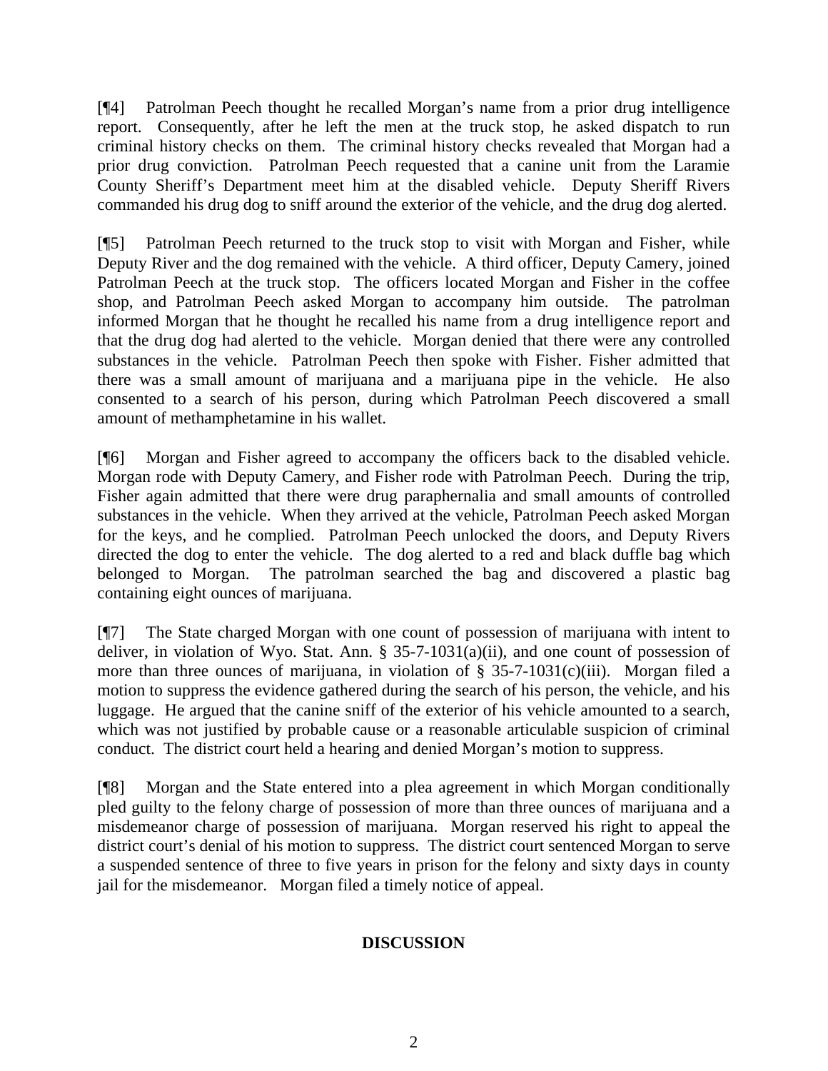[¶4] Patrolman Peech thought he recalled Morgan's name from a prior drug intelligence report. Consequently, after he left the men at the truck stop, he asked dispatch to run criminal history checks on them. The criminal history checks revealed that Morgan had a prior drug conviction. Patrolman Peech requested that a canine unit from the Laramie County Sheriff's Department meet him at the disabled vehicle. Deputy Sheriff Rivers commanded his drug dog to sniff around the exterior of the vehicle, and the drug dog alerted.

[¶5] Patrolman Peech returned to the truck stop to visit with Morgan and Fisher, while Deputy River and the dog remained with the vehicle. A third officer, Deputy Camery, joined Patrolman Peech at the truck stop. The officers located Morgan and Fisher in the coffee shop, and Patrolman Peech asked Morgan to accompany him outside. The patrolman informed Morgan that he thought he recalled his name from a drug intelligence report and that the drug dog had alerted to the vehicle. Morgan denied that there were any controlled substances in the vehicle. Patrolman Peech then spoke with Fisher. Fisher admitted that there was a small amount of marijuana and a marijuana pipe in the vehicle. He also consented to a search of his person, during which Patrolman Peech discovered a small amount of methamphetamine in his wallet.

[¶6] Morgan and Fisher agreed to accompany the officers back to the disabled vehicle. Morgan rode with Deputy Camery, and Fisher rode with Patrolman Peech. During the trip, Fisher again admitted that there were drug paraphernalia and small amounts of controlled substances in the vehicle. When they arrived at the vehicle, Patrolman Peech asked Morgan for the keys, and he complied. Patrolman Peech unlocked the doors, and Deputy Rivers directed the dog to enter the vehicle. The dog alerted to a red and black duffle bag which belonged to Morgan. The patrolman searched the bag and discovered a plastic bag containing eight ounces of marijuana.

[¶7] The State charged Morgan with one count of possession of marijuana with intent to deliver, in violation of Wyo. Stat. Ann. § 35-7-1031(a)(ii), and one count of possession of more than three ounces of marijuana, in violation of § 35-7-1031(c)(iii). Morgan filed a motion to suppress the evidence gathered during the search of his person, the vehicle, and his luggage. He argued that the canine sniff of the exterior of his vehicle amounted to a search, which was not justified by probable cause or a reasonable articulable suspicion of criminal conduct. The district court held a hearing and denied Morgan's motion to suppress.

[¶8] Morgan and the State entered into a plea agreement in which Morgan conditionally pled guilty to the felony charge of possession of more than three ounces of marijuana and a misdemeanor charge of possession of marijuana. Morgan reserved his right to appeal the district court's denial of his motion to suppress. The district court sentenced Morgan to serve a suspended sentence of three to five years in prison for the felony and sixty days in county jail for the misdemeanor. Morgan filed a timely notice of appeal.

## DISCUSSION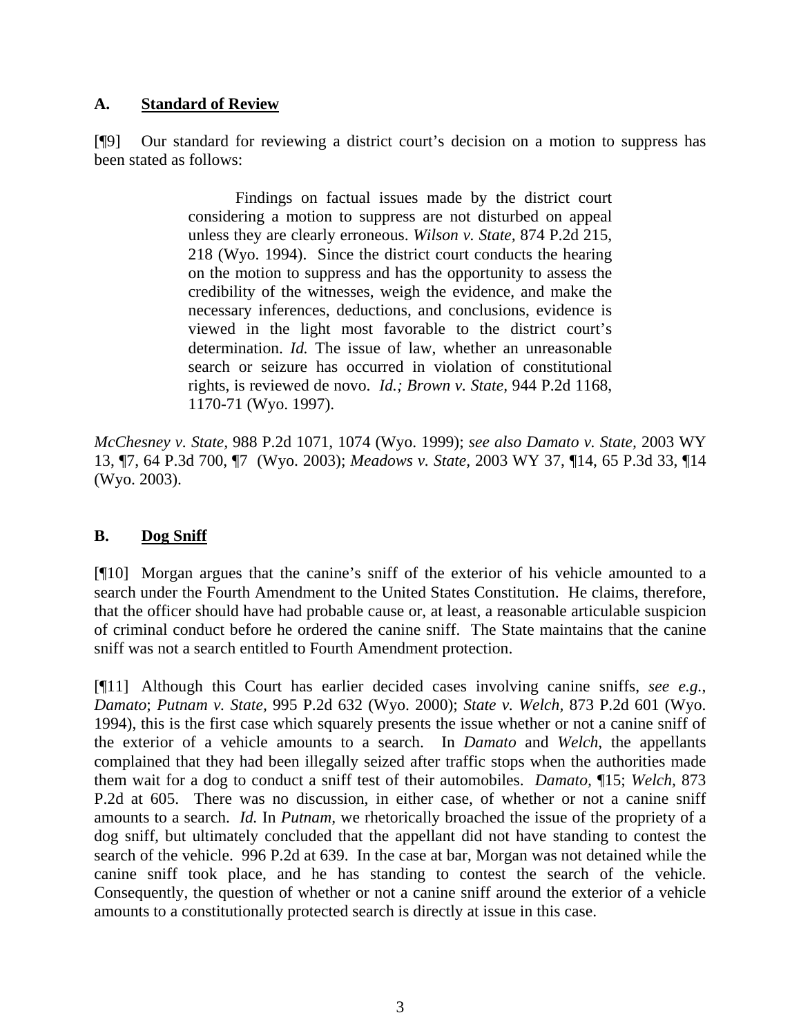### A. Standard of Review

[¶9] Our standard for reviewing a district court's decision on a motion to suppress has been stated as follows:

> Findings on factual issues made by the district court considering a motion to suppress are not disturbed on appeal unless they are clearly erroneous. *Wilson v. State,* 874 P.2d 215, 218 (Wyo. 1994). Since the district court conducts the hearing on the motion to suppress and has the opportunity to assess the credibility of the witnesses, weigh the evidence, and make the necessary inferences, deductions, and conclusions, evidence is viewed in the light most favorable to the district court's determination. *Id.* The issue of law, whether an unreasonable search or seizure has occurred in violation of constitutional rights, is reviewed de novo. *Id.; Brown v. State,* 944 P.2d 1168, 1170-71 (Wyo. 1997).

*McChesney v. State,* 988 P.2d 1071, 1074 (Wyo. 1999); *see also Damato v. State,* 2003 WY 13, ¶7, 64 P.3d 700, ¶7 (Wyo. 2003); *Meadows v. State,* 2003 WY 37, ¶14, 65 P.3d 33, ¶14 (Wyo. 2003).

### B. Dog Sniff

[¶10] Morgan argues that the canine's sniff of the exterior of his vehicle amounted to a search under the Fourth Amendment to the United States Constitution. He claims, therefore, that the officer should have had probable cause or, at least, a reasonable articulable suspicion of criminal conduct before he ordered the canine sniff. The State maintains that the canine sniff was not a search entitled to Fourth Amendment protection.

[¶11] Although this Court has earlier decided cases involving canine sniffs, *see e.g., Damato*; *Putnam v. State,* 995 P.2d 632 (Wyo. 2000); *State v. Welch,* 873 P.2d 601 (Wyo. 1994), this is the first case which squarely presents the issue whether or not a canine sniff of the exterior of a vehicle amounts to a search. In *Damato* and *Welch*, the appellants complained that they had been illegally seized after traffic stops when the authorities made them wait for a dog to conduct a sniff test of their automobiles. *Damato,* ¶15; *Welch,* 873 P.2d at 605. There was no discussion, in either case, of whether or not a canine sniff amounts to a search. *Id.* In *Putnam,* we rhetorically broached the issue of the propriety of a dog sniff, but ultimately concluded that the appellant did not have standing to contest the search of the vehicle. 996 P.2d at 639. In the case at bar, Morgan was not detained while the canine sniff took place, and he has standing to contest the search of the vehicle. Consequently, the question of whether or not a canine sniff around the exterior of a vehicle amounts to a constitutionally protected search is directly at issue in this case.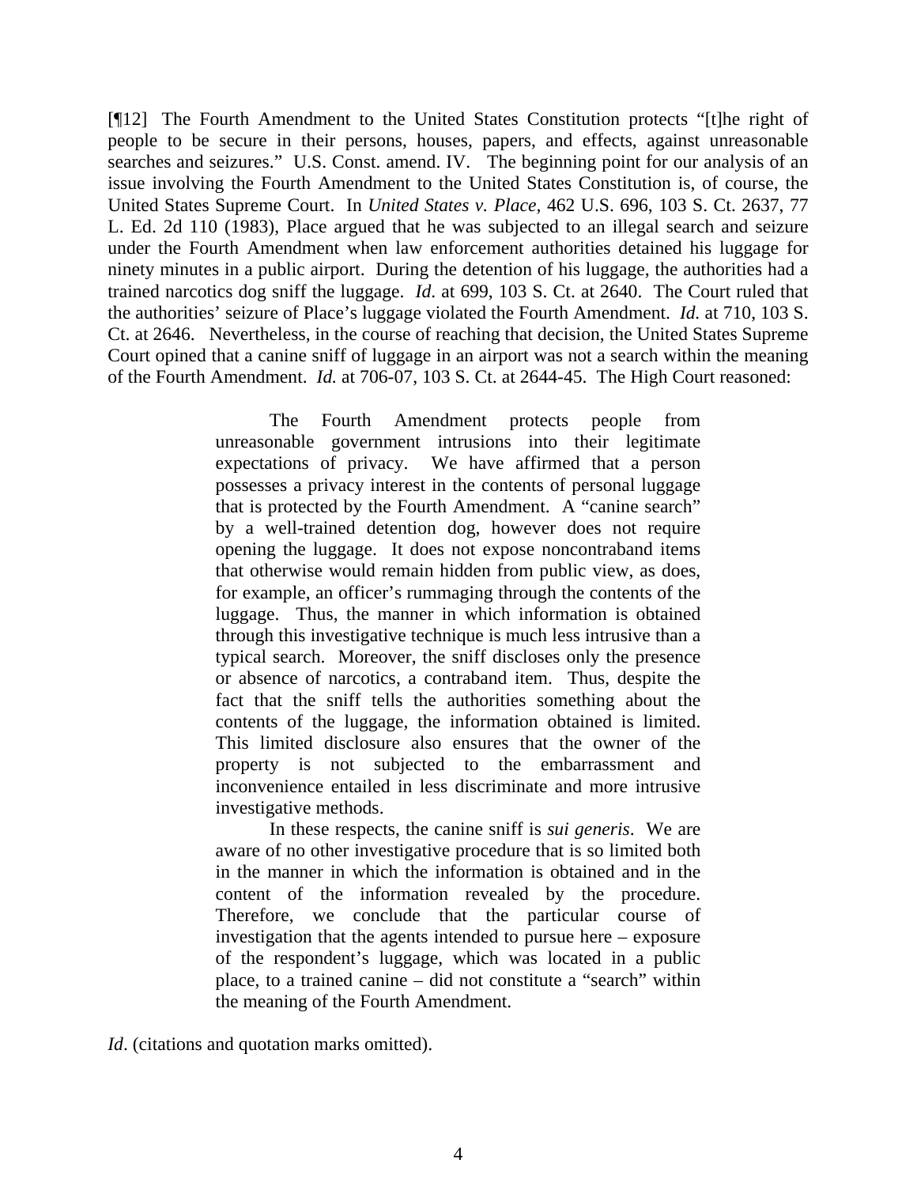[¶12] The Fourth Amendment to the United States Constitution protects "[t]he right of people to be secure in their persons, houses, papers, and effects, against unreasonable searches and seizures." U.S. Const. amend. IV. The beginning point for our analysis of an issue involving the Fourth Amendment to the United States Constitution is, of course, the United States Supreme Court. In *United States v. Place,* 462 U.S. 696, 103 S. Ct. 2637, 77 L. Ed. 2d 110 (1983), Place argued that he was subjected to an illegal search and seizure under the Fourth Amendment when law enforcement authorities detained his luggage for ninety minutes in a public airport. During the detention of his luggage, the authorities had a trained narcotics dog sniff the luggage. *Id.* at 699, 103 S. Ct. at 2640. The Court ruled that the authorities' seizure of Place's luggage violated the Fourth Amendment. *Id.* at 710, 103 S. Ct. at 2646. Nevertheless, in the course of reaching that decision, the United States Supreme Court opined that a canine sniff of luggage in an airport was not a search within the meaning of the Fourth Amendment. *Id.* at 706-07, 103 S. Ct. at 2644-45. The High Court reasoned:

> The Fourth Amendment protects people from unreasonable government intrusions into their legitimate expectations of privacy. We have affirmed that a person possesses a privacy interest in the contents of personal luggage that is protected by the Fourth Amendment. A "canine search" by a well-trained detention dog, however does not require opening the luggage. It does not expose noncontraband items that otherwise would remain hidden from public view, as does, for example, an officer's rummaging through the contents of the luggage. Thus, the manner in which information is obtained through this investigative technique is much less intrusive than a typical search. Moreover, the sniff discloses only the presence or absence of narcotics, a contraband item. Thus, despite the fact that the sniff tells the authorities something about the contents of the luggage, the information obtained is limited. This limited disclosure also ensures that the owner of the property is not subjected to the embarrassment and inconvenience entailed in less discriminate and more intrusive investigative methods.
>
> In these respects, the canine sniff is *sui generis*. We are aware of no other investigative procedure that is so limited both in the manner in which the information is obtained and in the content of the information revealed by the procedure. Therefore, we conclude that the particular course of investigation that the agents intended to pursue here – exposure of the respondent's luggage, which was located in a public place, to a trained canine – did not constitute a "search" within the meaning of the Fourth Amendment.

*Id*. (citations and quotation marks omitted).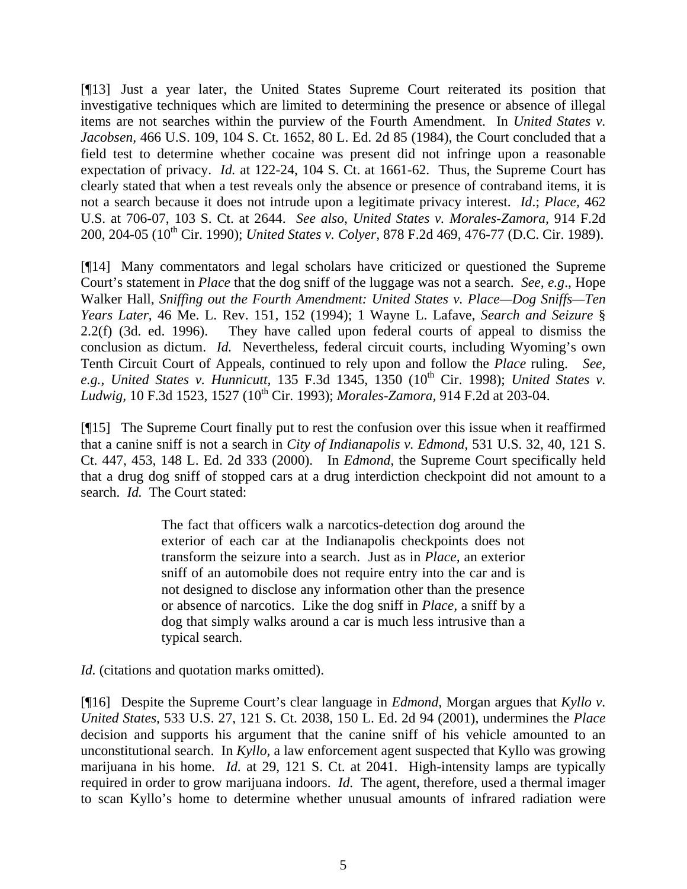[¶13] Just a year later, the United States Supreme Court reiterated its position that investigative techniques which are limited to determining the presence or absence of illegal items are not searches within the purview of the Fourth Amendment. In *United States v. Jacobsen*, 466 U.S. 109, 104 S. Ct. 1652, 80 L. Ed. 2d 85 (1984), the Court concluded that a field test to determine whether cocaine was present did not infringe upon a reasonable expectation of privacy. *Id.* at 122-24, 104 S. Ct. at 1661-62. Thus, the Supreme Court has clearly stated that when a test reveals only the absence or presence of contraband items, it is not a search because it does not intrude upon a legitimate privacy interest. *Id*.; *Place*, 462 U.S. at 706-07, 103 S. Ct. at 2644. *See also, United States v. Morales-Zamora*, 914 F.2d 200, 204-05 (10th Cir. 1990); *United States v. Colyer*, 878 F.2d 469, 476-77 (D.C. Cir. 1989).

[¶14] Many commentators and legal scholars have criticized or questioned the Supreme Court's statement in *Place* that the dog sniff of the luggage was not a search. *See, e.g*., Hope Walker Hall, *Sniffing out the Fourth Amendment: United States v. Place—Dog Sniffs—Ten Years Later*, 46 Me. L. Rev. 151, 152 (1994); 1 Wayne L. Lafave, *Search and Seizure* § 2.2(f) (3d. ed. 1996). They have called upon federal courts of appeal to dismiss the conclusion as dictum. *Id.* Nevertheless, federal circuit courts, including Wyoming's own Tenth Circuit Court of Appeals, continued to rely upon and follow the *Place* ruling. *See, e.g., United States v. Hunnicutt*, 135 F.3d 1345, 1350 (10th Cir. 1998); *United States v. Ludwig*, 10 F.3d 1523, 1527 (10th Cir. 1993); *Morales-Zamora*, 914 F.2d at 203-04.

[¶15] The Supreme Court finally put to rest the confusion over this issue when it reaffirmed that a canine sniff is not a search in *City of Indianapolis v. Edmond*, 531 U.S. 32, 40, 121 S. Ct. 447, 453, 148 L. Ed. 2d 333 (2000). In *Edmond*, the Supreme Court specifically held that a drug dog sniff of stopped cars at a drug interdiction checkpoint did not amount to a search. *Id.* The Court stated:

> The fact that officers walk a narcotics-detection dog around the exterior of each car at the Indianapolis checkpoints does not transform the seizure into a search. Just as in *Place*, an exterior sniff of an automobile does not require entry into the car and is not designed to disclose any information other than the presence or absence of narcotics. Like the dog sniff in *Place*, a sniff by a dog that simply walks around a car is much less intrusive than a typical search.

*Id.* (citations and quotation marks omitted).

[¶16] Despite the Supreme Court's clear language in *Edmond*, Morgan argues that *Kyllo v. United States*, 533 U.S. 27, 121 S. Ct. 2038, 150 L. Ed. 2d 94 (2001), undermines the *Place* decision and supports his argument that the canine sniff of his vehicle amounted to an unconstitutional search. In *Kyllo*, a law enforcement agent suspected that Kyllo was growing marijuana in his home. *Id.* at 29, 121 S. Ct. at 2041. High-intensity lamps are typically required in order to grow marijuana indoors. *Id.* The agent, therefore, used a thermal imager to scan Kyllo's home to determine whether unusual amounts of infrared radiation were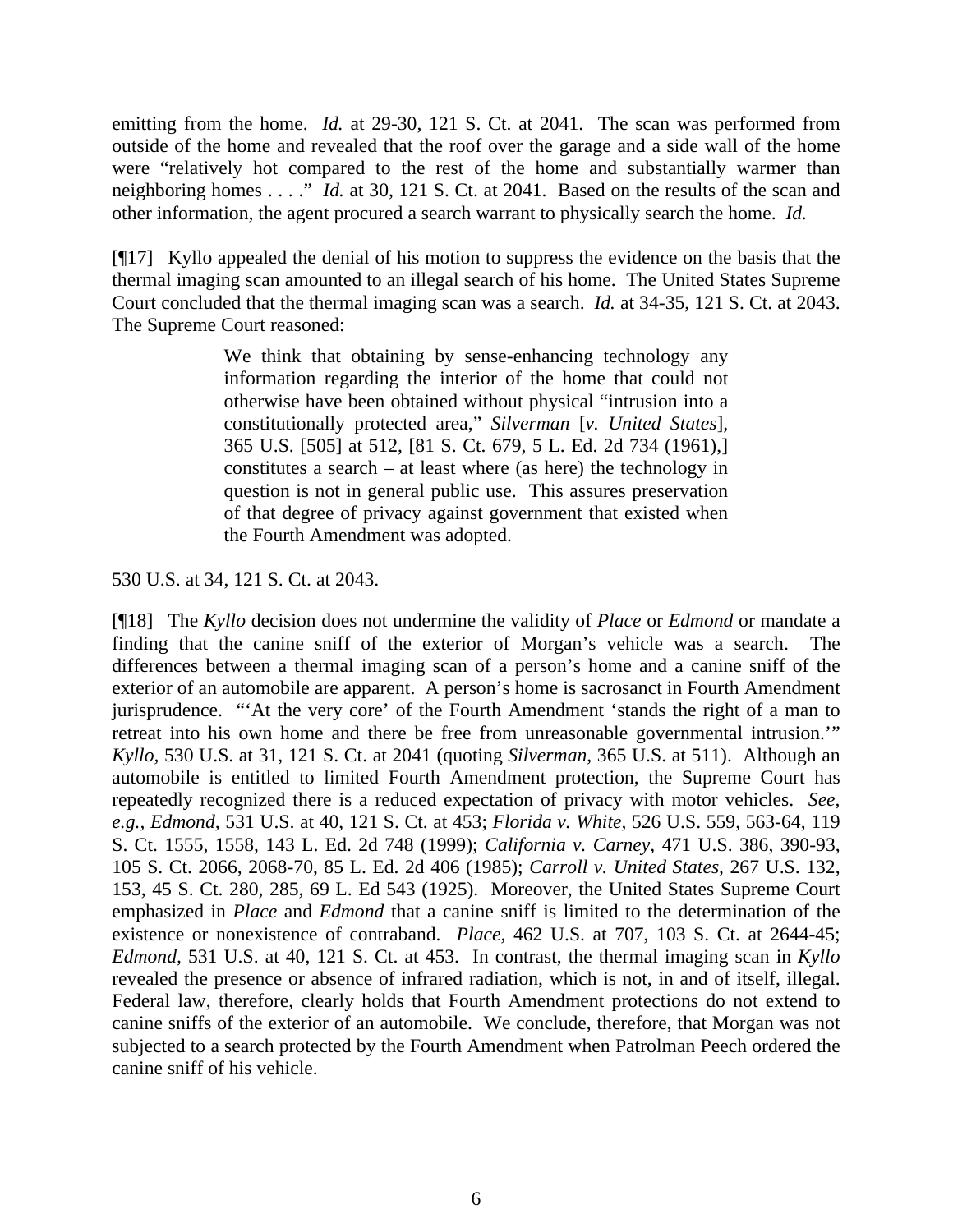emitting from the home. *Id.* at 29-30, 121 S. Ct. at 2041. The scan was performed from outside of the home and revealed that the roof over the garage and a side wall of the home were "relatively hot compared to the rest of the home and substantially warmer than neighboring homes . . . ." *Id.* at 30, 121 S. Ct. at 2041. Based on the results of the scan and other information, the agent procured a search warrant to physically search the home. *Id.*

[¶17] Kyllo appealed the denial of his motion to suppress the evidence on the basis that the thermal imaging scan amounted to an illegal search of his home. The United States Supreme Court concluded that the thermal imaging scan was a search. *Id.* at 34-35, 121 S. Ct. at 2043. The Supreme Court reasoned:

> We think that obtaining by sense-enhancing technology any information regarding the interior of the home that could not otherwise have been obtained without physical "intrusion into a constitutionally protected area," *Silverman* [*v. United States*], 365 U.S. [505] at 512, [81 S. Ct. 679, 5 L. Ed. 2d 734 (1961),] constitutes a search – at least where (as here) the technology in question is not in general public use. This assures preservation of that degree of privacy against government that existed when the Fourth Amendment was adopted.

530 U.S. at 34, 121 S. Ct. at 2043.

[¶18] The *Kyllo* decision does not undermine the validity of *Place* or *Edmond* or mandate a finding that the canine sniff of the exterior of Morgan's vehicle was a search. The differences between a thermal imaging scan of a person's home and a canine sniff of the exterior of an automobile are apparent. A person's home is sacrosanct in Fourth Amendment jurisprudence. "'At the very core' of the Fourth Amendment 'stands the right of a man to retreat into his own home and there be free from unreasonable governmental intrusion.'" *Kyllo,* 530 U.S. at 31, 121 S. Ct. at 2041 (quoting *Silverman,* 365 U.S. at 511). Although an automobile is entitled to limited Fourth Amendment protection, the Supreme Court has repeatedly recognized there is a reduced expectation of privacy with motor vehicles. *See, e.g., Edmond,* 531 U.S. at 40, 121 S. Ct. at 453; *Florida v. White,* 526 U.S. 559, 563-64, 119 S. Ct. 1555, 1558, 143 L. Ed. 2d 748 (1999); *California v. Carney,* 471 U.S. 386, 390-93, 105 S. Ct. 2066, 2068-70, 85 L. Ed. 2d 406 (1985); *Carroll v. United States,* 267 U.S. 132, 153, 45 S. Ct. 280, 285, 69 L. Ed 543 (1925). Moreover, the United States Supreme Court emphasized in *Place* and *Edmond* that a canine sniff is limited to the determination of the existence or nonexistence of contraband. *Place,* 462 U.S. at 707, 103 S. Ct. at 2644-45; *Edmond,* 531 U.S. at 40, 121 S. Ct. at 453. In contrast, the thermal imaging scan in *Kyllo* revealed the presence or absence of infrared radiation, which is not, in and of itself, illegal. Federal law, therefore, clearly holds that Fourth Amendment protections do not extend to canine sniffs of the exterior of an automobile. We conclude, therefore, that Morgan was not subjected to a search protected by the Fourth Amendment when Patrolman Peech ordered the canine sniff of his vehicle.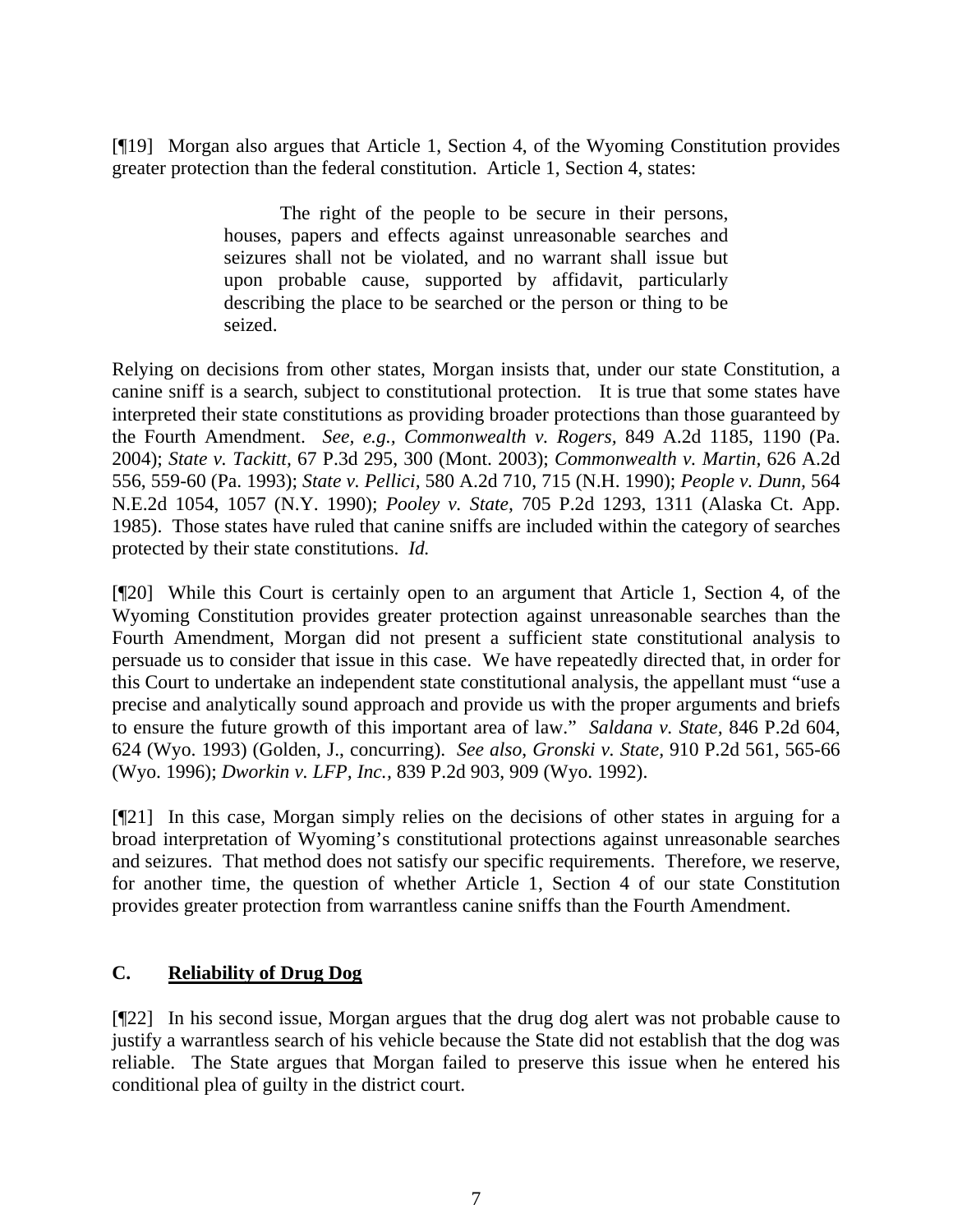[¶19] Morgan also argues that Article 1, Section 4, of the Wyoming Constitution provides greater protection than the federal constitution. Article 1, Section 4, states:

> The right of the people to be secure in their persons, houses, papers and effects against unreasonable searches and seizures shall not be violated, and no warrant shall issue but upon probable cause, supported by affidavit, particularly describing the place to be searched or the person or thing to be seized.

Relying on decisions from other states, Morgan insists that, under our state Constitution, a canine sniff is a search, subject to constitutional protection. It is true that some states have interpreted their state constitutions as providing broader protections than those guaranteed by the Fourth Amendment. *See, e.g., Commonwealth v. Rogers,* 849 A.2d 1185, 1190 (Pa. 2004); *State v. Tackitt,* 67 P.3d 295, 300 (Mont. 2003); *Commonwealth v. Martin,* 626 A.2d 556, 559-60 (Pa. 1993); *State v. Pellici*, 580 A.2d 710, 715 (N.H. 1990); *People v. Dunn,* 564 N.E.2d 1054, 1057 (N.Y. 1990); *Pooley v. State,* 705 P.2d 1293, 1311 (Alaska Ct. App. 1985). Those states have ruled that canine sniffs are included within the category of searches protected by their state constitutions. *Id.*

[¶20] While this Court is certainly open to an argument that Article 1, Section 4, of the Wyoming Constitution provides greater protection against unreasonable searches than the Fourth Amendment, Morgan did not present a sufficient state constitutional analysis to persuade us to consider that issue in this case. We have repeatedly directed that, in order for this Court to undertake an independent state constitutional analysis, the appellant must "use a precise and analytically sound approach and provide us with the proper arguments and briefs to ensure the future growth of this important area of law." *Saldana v. State*, 846 P.2d 604, 624 (Wyo. 1993) (Golden, J., concurring). *See also, Gronski v. State,* 910 P.2d 561, 565-66 (Wyo. 1996); *Dworkin v. LFP, Inc.,* 839 P.2d 903, 909 (Wyo. 1992).

[¶21] In this case, Morgan simply relies on the decisions of other states in arguing for a broad interpretation of Wyoming's constitutional protections against unreasonable searches and seizures. That method does not satisfy our specific requirements. Therefore, we reserve, for another time, the question of whether Article 1, Section 4 of our state Constitution provides greater protection from warrantless canine sniffs than the Fourth Amendment.

### C. <u>Reliability of Drug Dog</u>

[¶22] In his second issue, Morgan argues that the drug dog alert was not probable cause to justify a warrantless search of his vehicle because the State did not establish that the dog was reliable. The State argues that Morgan failed to preserve this issue when he entered his conditional plea of guilty in the district court.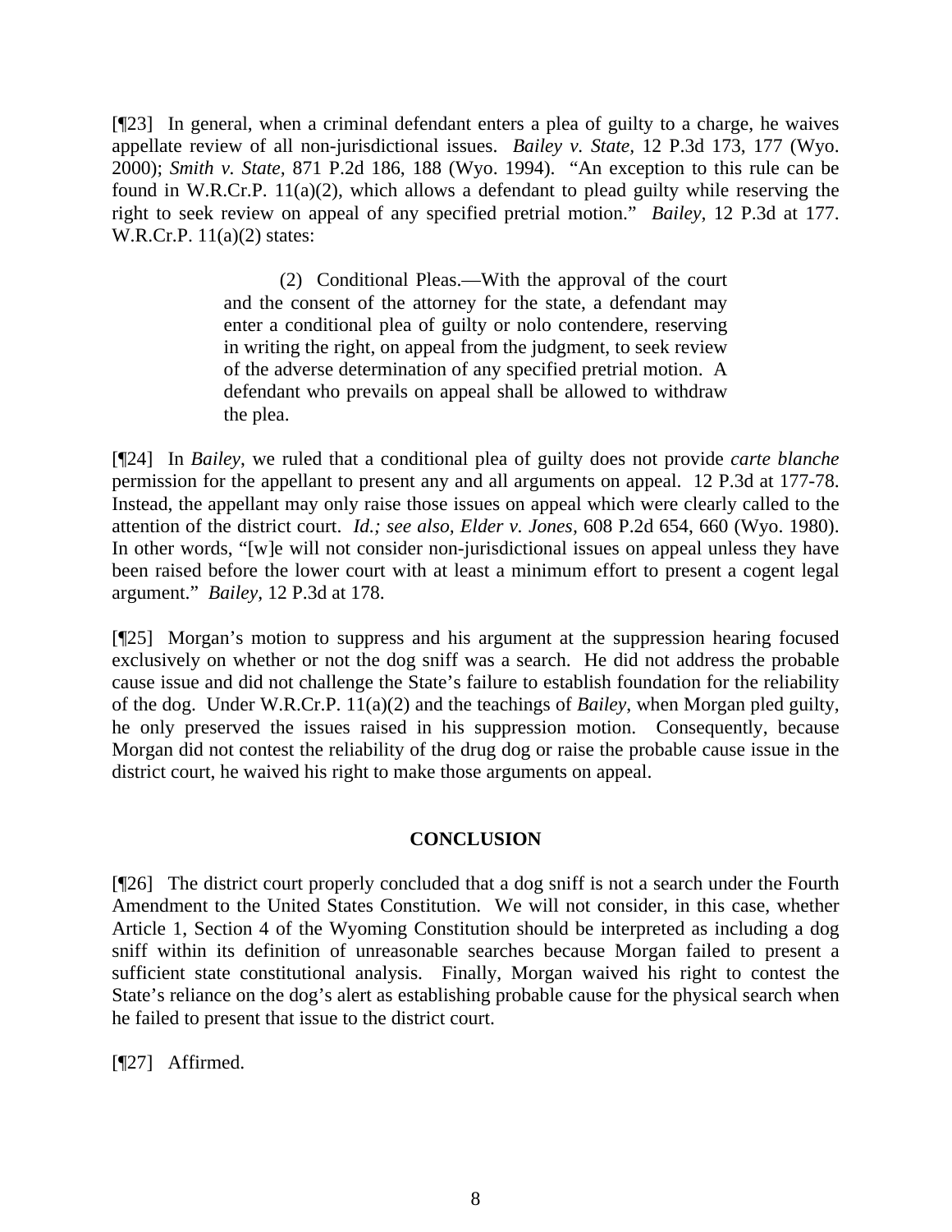[¶23] In general, when a criminal defendant enters a plea of guilty to a charge, he waives appellate review of all non-jurisdictional issues. *Bailey v. State,* 12 P.3d 173, 177 (Wyo. 2000); *Smith v. State,* 871 P.2d 186, 188 (Wyo. 1994). "An exception to this rule can be found in W.R.Cr.P. 11(a)(2), which allows a defendant to plead guilty while reserving the right to seek review on appeal of any specified pretrial motion." *Bailey,* 12 P.3d at 177. W.R.Cr.P. 11(a)(2) states:

> (2) Conditional Pleas.—With the approval of the court and the consent of the attorney for the state, a defendant may enter a conditional plea of guilty or nolo contendere, reserving in writing the right, on appeal from the judgment, to seek review of the adverse determination of any specified pretrial motion. A defendant who prevails on appeal shall be allowed to withdraw the plea.

[¶24] In *Bailey*, we ruled that a conditional plea of guilty does not provide *carte blanche* permission for the appellant to present any and all arguments on appeal. 12 P.3d at 177-78. Instead, the appellant may only raise those issues on appeal which were clearly called to the attention of the district court. *Id.; see also, Elder v. Jones,* 608 P.2d 654, 660 (Wyo. 1980). In other words, "[w]e will not consider non-jurisdictional issues on appeal unless they have been raised before the lower court with at least a minimum effort to present a cogent legal argument." *Bailey,* 12 P.3d at 178.

[¶25] Morgan's motion to suppress and his argument at the suppression hearing focused exclusively on whether or not the dog sniff was a search. He did not address the probable cause issue and did not challenge the State's failure to establish foundation for the reliability of the dog. Under W.R.Cr.P. 11(a)(2) and the teachings of *Bailey*, when Morgan pled guilty, he only preserved the issues raised in his suppression motion. Consequently, because Morgan did not contest the reliability of the drug dog or raise the probable cause issue in the district court, he waived his right to make those arguments on appeal.

## CONCLUSION

[¶26] The district court properly concluded that a dog sniff is not a search under the Fourth Amendment to the United States Constitution. We will not consider, in this case, whether Article 1, Section 4 of the Wyoming Constitution should be interpreted as including a dog sniff within its definition of unreasonable searches because Morgan failed to present a sufficient state constitutional analysis. Finally, Morgan waived his right to contest the State's reliance on the dog's alert as establishing probable cause for the physical search when he failed to present that issue to the district court.

[¶27] Affirmed.